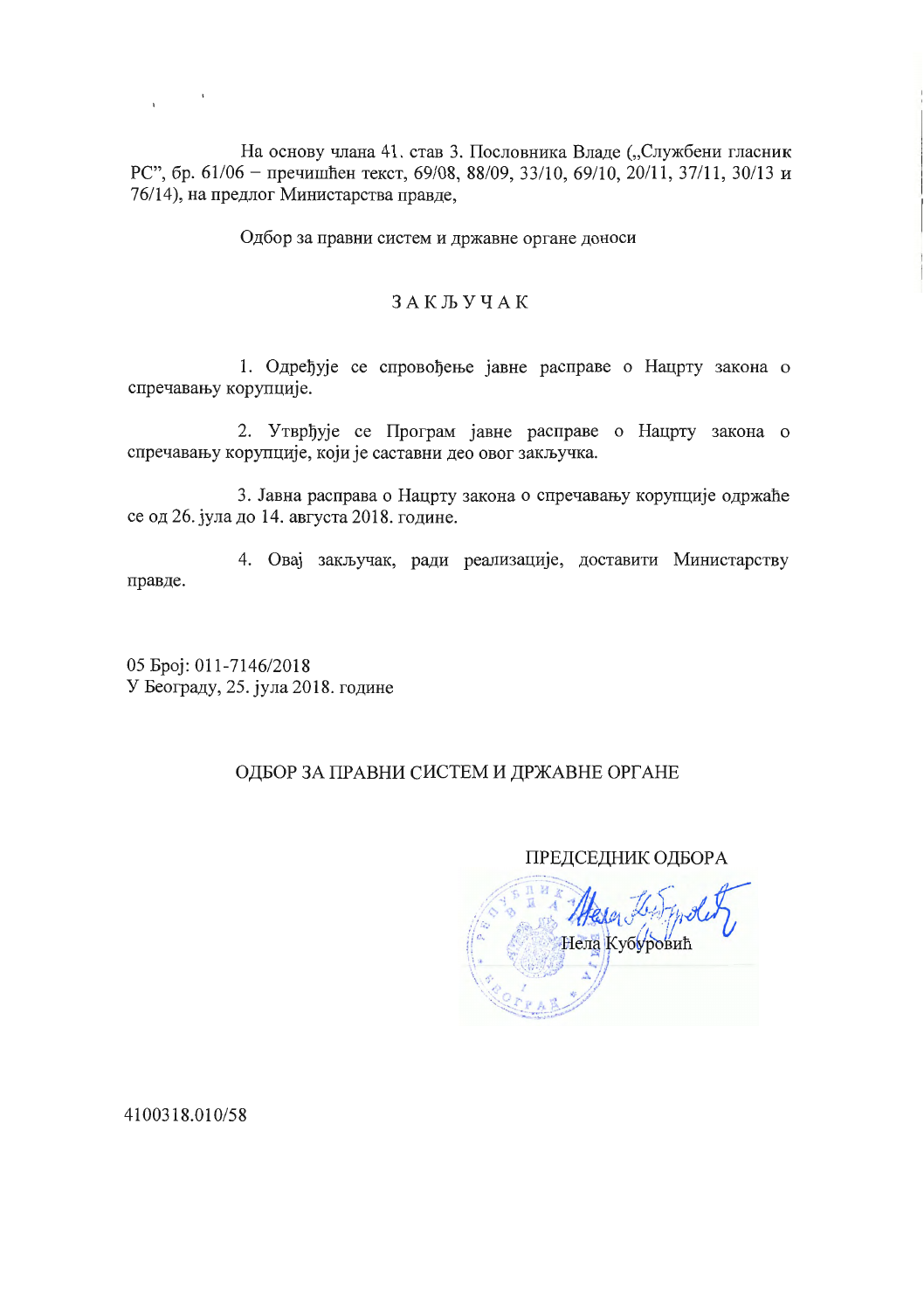На основу члана 41. став 3. Пословника Владе („Службени гласник РС", бр. 61/06 – пречишћен текст, 69/08, 88/09, 33/10, 69/10, 20/11, 37/11, 30/13 и 76/14), на предлог Министарства правде,

Одбор за правни систем и државне органе доноси

# ЗАКЉУЧАК

1. Одређује се спровођење јавне расправе о Нацрту закона о спречавању корупције.

2. Утврђује се Програм јавне расправе о Нацрту закона о спречавању корупције, који је саставни део овог закључка.

3. Јавна расправа о Нацрту закона о спречавању корупције одржаће се од 26. јула до 14. августа 2018. године.

4. Овај закључак, ради реализације, доставити Министарству правде.

05 Број: 011-7146/2018
У Београду, 25. јула 2018. године

ОДБОР ЗА ПРАВНИ СИСТЕМ И ДРЖАВНЕ ОРГАНЕ

ПРЕДСЕДНИК ОДБОРА

Нела Кубуровић

4100318.010/58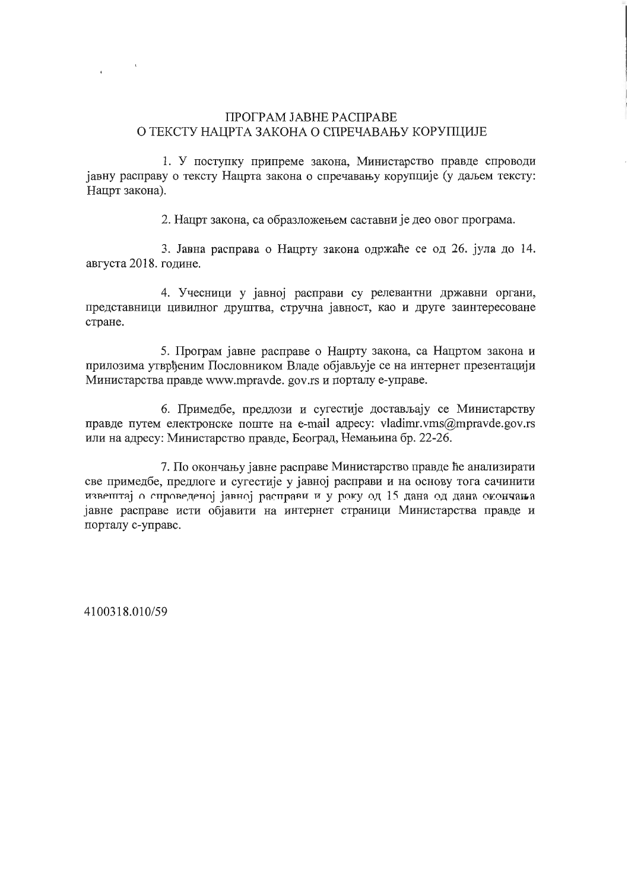# ПРОГРАМ ЈАВНЕ РАСПРАВЕ О ТЕКСТУ НАЦРТА ЗАКОНА О СПРЕЧАВАЊУ КОРУПЦИЈЕ

1. У поступку припреме закона, Министарство правде спроводи јавну расправу о тексту Нацрта закона о спречавању корупције (у даљем тексту: Нацрт закона).

2. Нацрт закона, са образложењем саставни је део овог програма.

3. Јавна расправа о Нацрту закона одржаће се од 26. јула до 14. августа 2018. године.

4. Учесници у јавној расправи су релевантни државни органи, представници цивилног друштва, стручна јавност, као и друге заинтересоване стране.

5. Програм јавне расправе о Нацрту закона, са Нацртом закона и прилозима утврђеним Пословником Владе објављује се на интернет презентацији Министарства правде www.mpravde. gov.rs и порталу е-управе.

6. Примедбе, предлози и сугестије достављају се Министарству правде путем електронске поште на e-mail адресу: vladimr.vms@mpravde.gov.rs или на адресу: Министарство правде, Београд, Немањина бр. 22-26.

7. По окончању јавне расправе Министарство правде ће анализирати све примедбе, предлоге и сугестије у јавној расправи и на основу тога сачинити извештај о спроведеној јавној расправи и у року од 15 дана од дана окончања јавне расправе исти објавити на интернет страници Министарства правде и порталу е-управе.

4100318.010/59